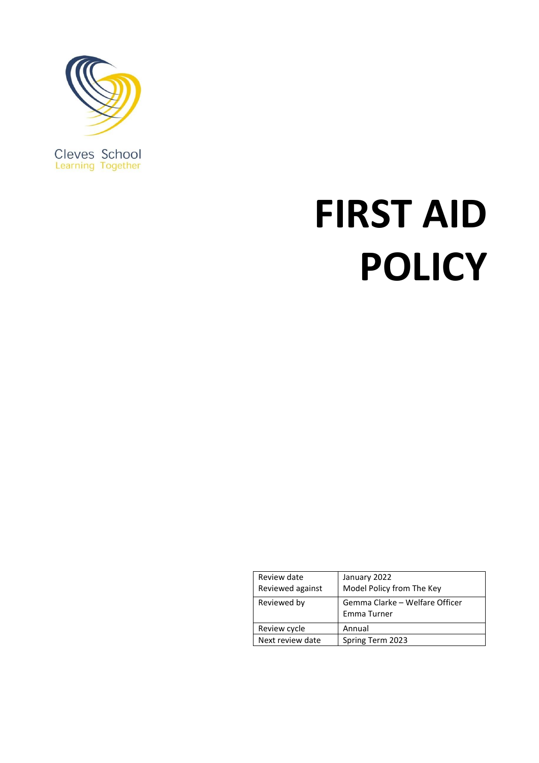Cleves School
Learning Together

# FIRST AID POLICY

| Review date<br>Reviewed against | January 2022<br>Model Policy from The Key |
| --- | --- |
| Reviewed by | Gemma Clarke – Welfare Officer<br>Emma Turner |
| Review cycle | Annual |
| Next review date | Spring Term 2023 |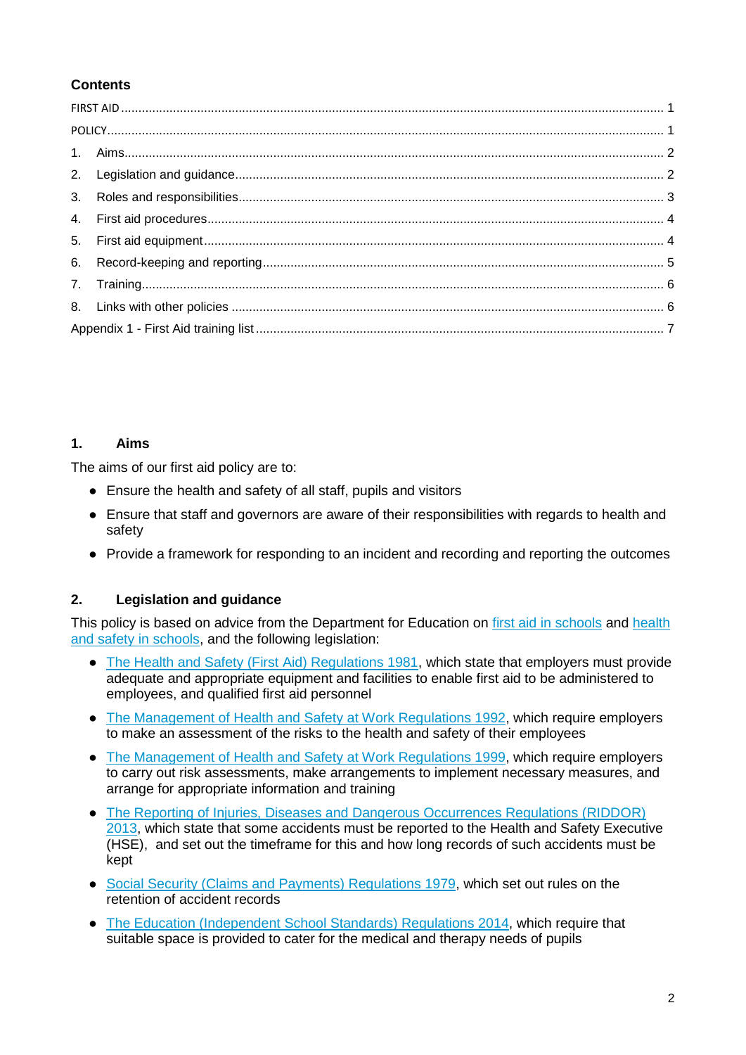## Contents

| | |
|---|---|
| FIRST AID | 1 |
| POLICY | 1 |
| 1. Aims | 2 |
| 2. Legislation and guidance | 2 |
| 3. Roles and responsibilities | 3 |
| 4. First aid procedures | 4 |
| 5. First aid equipment | 4 |
| 6. Record-keeping and reporting | 5 |
| 7. Training | 6 |
| 8. Links with other policies | 6 |
| Appendix 1 - First Aid training list | 7 |

## 1. Aims

The aims of our first aid policy are to:

- Ensure the health and safety of all staff, pupils and visitors
- Ensure that staff and governors are aware of their responsibilities with regards to health and safety
- Provide a framework for responding to an incident and recording and reporting the outcomes

## 2. Legislation and guidance

This policy is based on advice from the Department for Education on first aid in schools and health and safety in schools, and the following legislation:

- The Health and Safety (First Aid) Regulations 1981, which state that employers must provide adequate and appropriate equipment and facilities to enable first aid to be administered to employees, and qualified first aid personnel
- The Management of Health and Safety at Work Regulations 1992, which require employers to make an assessment of the risks to the health and safety of their employees
- The Management of Health and Safety at Work Regulations 1999, which require employers to carry out risk assessments, make arrangements to implement necessary measures, and arrange for appropriate information and training
- The Reporting of Injuries, Diseases and Dangerous Occurrences Regulations (RIDDOR) 2013, which state that some accidents must be reported to the Health and Safety Executive (HSE), and set out the timeframe for this and how long records of such accidents must be kept
- Social Security (Claims and Payments) Regulations 1979, which set out rules on the retention of accident records
- The Education (Independent School Standards) Regulations 2014, which require that suitable space is provided to cater for the medical and therapy needs of pupils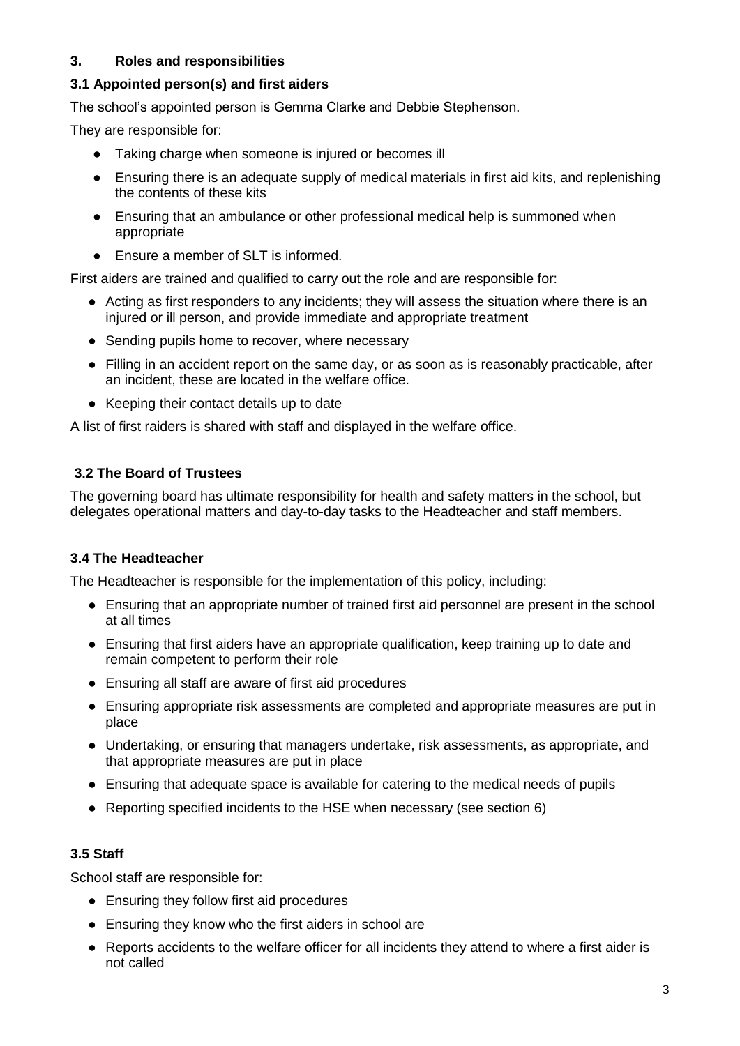## 3. Roles and responsibilities

### 3.1 Appointed person(s) and first aiders

The school's appointed person is Gemma Clarke and Debbie Stephenson.

They are responsible for:

- Taking charge when someone is injured or becomes ill
- Ensuring there is an adequate supply of medical materials in first aid kits, and replenishing the contents of these kits
- Ensuring that an ambulance or other professional medical help is summoned when appropriate
- Ensure a member of SLT is informed.

First aiders are trained and qualified to carry out the role and are responsible for:

- Acting as first responders to any incidents; they will assess the situation where there is an injured or ill person, and provide immediate and appropriate treatment
- Sending pupils home to recover, where necessary
- Filling in an accident report on the same day, or as soon as is reasonably practicable, after an incident, these are located in the welfare office.
- Keeping their contact details up to date

A list of first raiders is shared with staff and displayed in the welfare office.

### 3.2 The Board of Trustees

The governing board has ultimate responsibility for health and safety matters in the school, but delegates operational matters and day-to-day tasks to the Headteacher and staff members.

### 3.4 The Headteacher

The Headteacher is responsible for the implementation of this policy, including:

- Ensuring that an appropriate number of trained first aid personnel are present in the school at all times
- Ensuring that first aiders have an appropriate qualification, keep training up to date and remain competent to perform their role
- Ensuring all staff are aware of first aid procedures
- Ensuring appropriate risk assessments are completed and appropriate measures are put in place
- Undertaking, or ensuring that managers undertake, risk assessments, as appropriate, and that appropriate measures are put in place
- Ensuring that adequate space is available for catering to the medical needs of pupils
- Reporting specified incidents to the HSE when necessary (see section 6)

### 3.5 Staff

School staff are responsible for:

- Ensuring they follow first aid procedures
- Ensuring they know who the first aiders in school are
- Reports accidents to the welfare officer for all incidents they attend to where a first aider is not called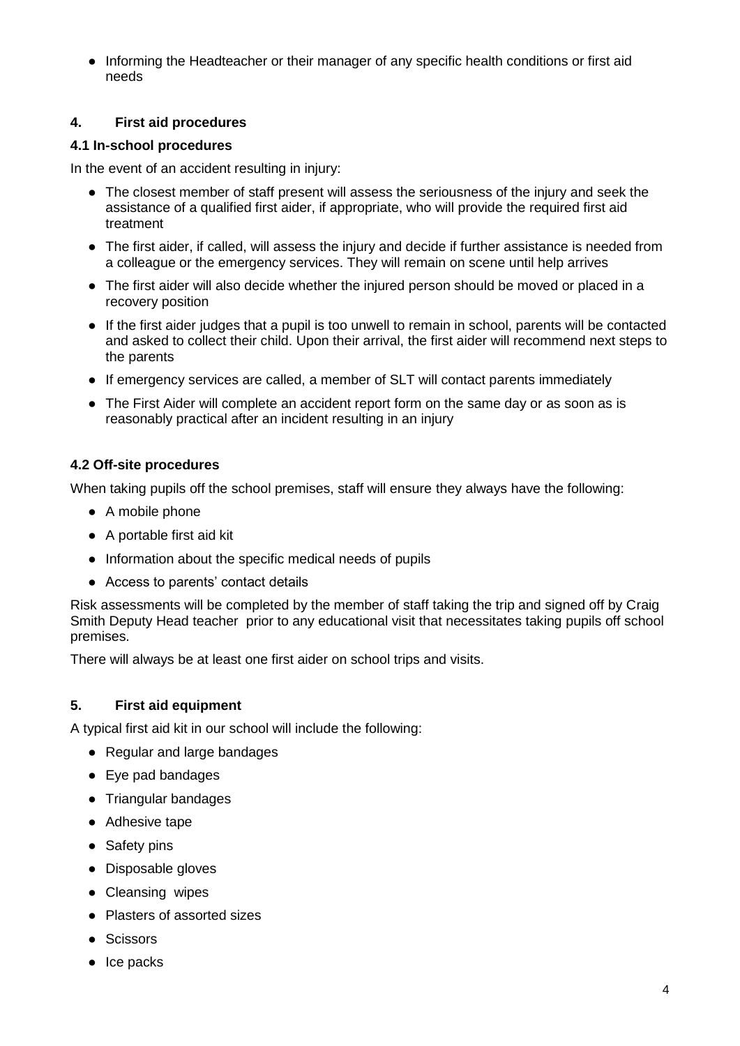- Informing the Headteacher or their manager of any specific health conditions or first aid needs

## 4. First aid procedures

### 4.1 In-school procedures

In the event of an accident resulting in injury:

- The closest member of staff present will assess the seriousness of the injury and seek the assistance of a qualified first aider, if appropriate, who will provide the required first aid treatment
- The first aider, if called, will assess the injury and decide if further assistance is needed from a colleague or the emergency services. They will remain on scene until help arrives
- The first aider will also decide whether the injured person should be moved or placed in a recovery position
- If the first aider judges that a pupil is too unwell to remain in school, parents will be contacted and asked to collect their child. Upon their arrival, the first aider will recommend next steps to the parents
- If emergency services are called, a member of SLT will contact parents immediately
- The First Aider will complete an accident report form on the same day or as soon as is reasonably practical after an incident resulting in an injury

### 4.2 Off-site procedures

When taking pupils off the school premises, staff will ensure they always have the following:

- A mobile phone
- A portable first aid kit
- Information about the specific medical needs of pupils
- Access to parents' contact details

Risk assessments will be completed by the member of staff taking the trip and signed off by Craig Smith Deputy Head teacher prior to any educational visit that necessitates taking pupils off school premises.

There will always be at least one first aider on school trips and visits.

## 5. First aid equipment

A typical first aid kit in our school will include the following:

- Regular and large bandages
- Eye pad bandages
- Triangular bandages
- Adhesive tape
- Safety pins
- Disposable gloves
- Cleansing wipes
- Plasters of assorted sizes
- Scissors
- Ice packs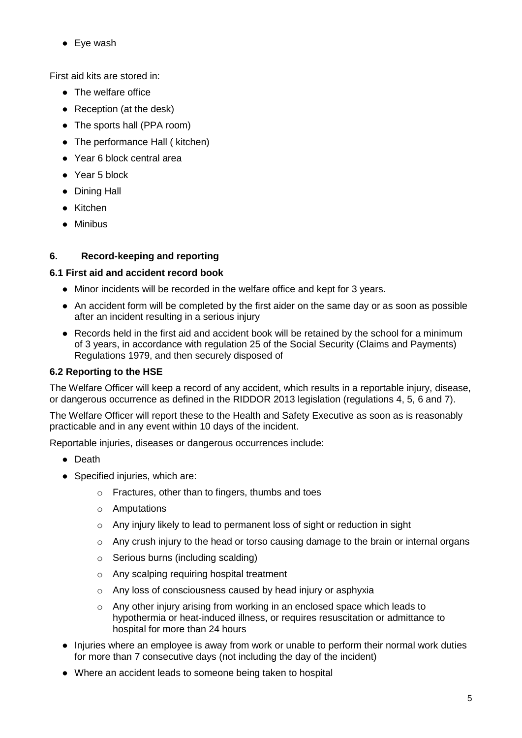- Eye wash

First aid kits are stored in:

- The welfare office
- Reception (at the desk)
- The sports hall (PPA room)
- The performance Hall ( kitchen)
- Year 6 block central area
- Year 5 block
- Dining Hall
- Kitchen
- Minibus

## 6. Record-keeping and reporting

### 6.1 First aid and accident record book

- Minor incidents will be recorded in the welfare office and kept for 3 years.
- An accident form will be completed by the first aider on the same day or as soon as possible after an incident resulting in a serious injury
- Records held in the first aid and accident book will be retained by the school for a minimum of 3 years, in accordance with regulation 25 of the Social Security (Claims and Payments) Regulations 1979, and then securely disposed of

### 6.2 Reporting to the HSE

The Welfare Officer will keep a record of any accident, which results in a reportable injury, disease, or dangerous occurrence as defined in the RIDDOR 2013 legislation (regulations 4, 5, 6 and 7).

The Welfare Officer will report these to the Health and Safety Executive as soon as is reasonably practicable and in any event within 10 days of the incident.

Reportable injuries, diseases or dangerous occurrences include:

- Death
- Specified injuries, which are:
  - Fractures, other than to fingers, thumbs and toes
  - Amputations
  - Any injury likely to lead to permanent loss of sight or reduction in sight
  - Any crush injury to the head or torso causing damage to the brain or internal organs
  - Serious burns (including scalding)
  - Any scalping requiring hospital treatment
  - Any loss of consciousness caused by head injury or asphyxia
  - Any other injury arising from working in an enclosed space which leads to hypothermia or heat-induced illness, or requires resuscitation or admittance to hospital for more than 24 hours
- Injuries where an employee is away from work or unable to perform their normal work duties for more than 7 consecutive days (not including the day of the incident)
- Where an accident leads to someone being taken to hospital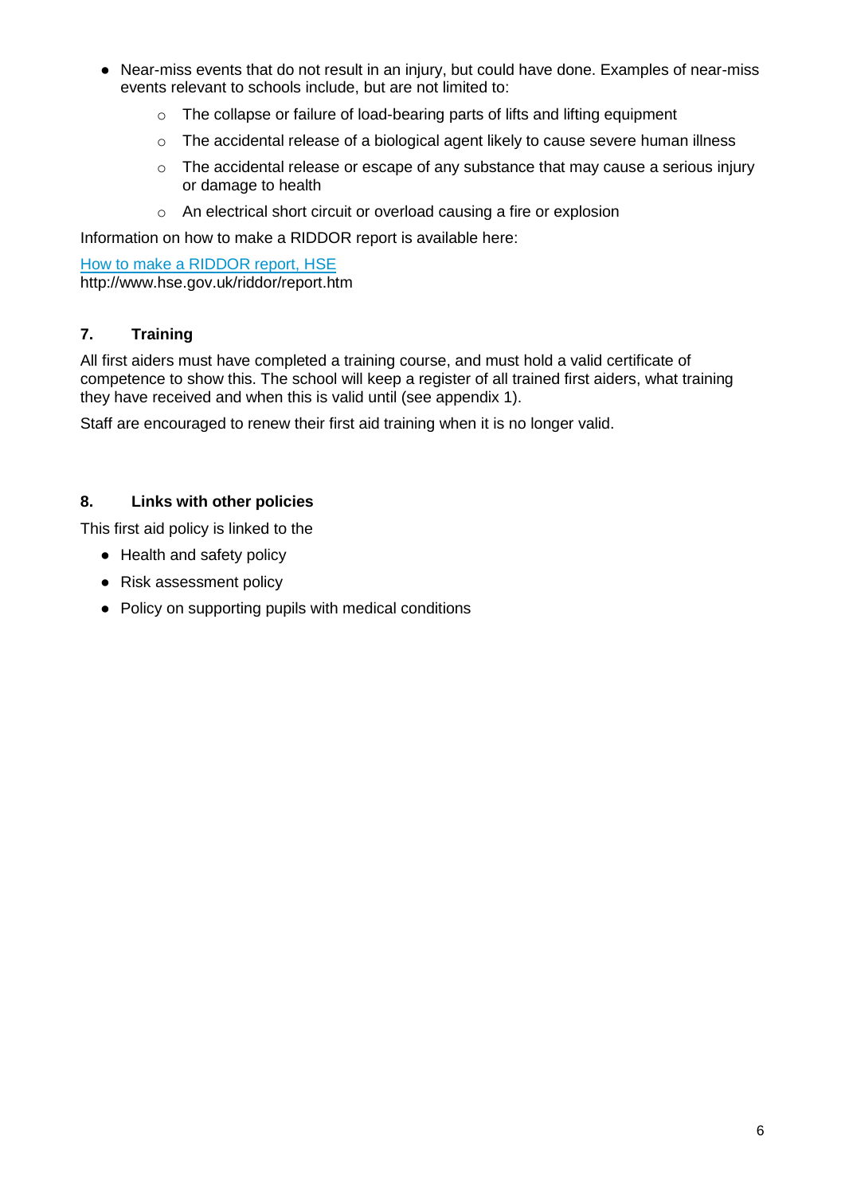- Near-miss events that do not result in an injury, but could have done. Examples of near-miss events relevant to schools include, but are not limited to:
    - The collapse or failure of load-bearing parts of lifts and lifting equipment
    - The accidental release of a biological agent likely to cause severe human illness
    - The accidental release or escape of any substance that may cause a serious injury or damage to health
    - An electrical short circuit or overload causing a fire or explosion

Information on how to make a RIDDOR report is available here:

[How to make a RIDDOR report, HSE](http://www.hse.gov.uk/riddor/report.htm)
http://www.hse.gov.uk/riddor/report.htm

## 7. Training

All first aiders must have completed a training course, and must hold a valid certificate of competence to show this. The school will keep a register of all trained first aiders, what training they have received and when this is valid until (see appendix 1).

Staff are encouraged to renew their first aid training when it is no longer valid.

## 8. Links with other policies

This first aid policy is linked to the

- Health and safety policy
- Risk assessment policy
- Policy on supporting pupils with medical conditions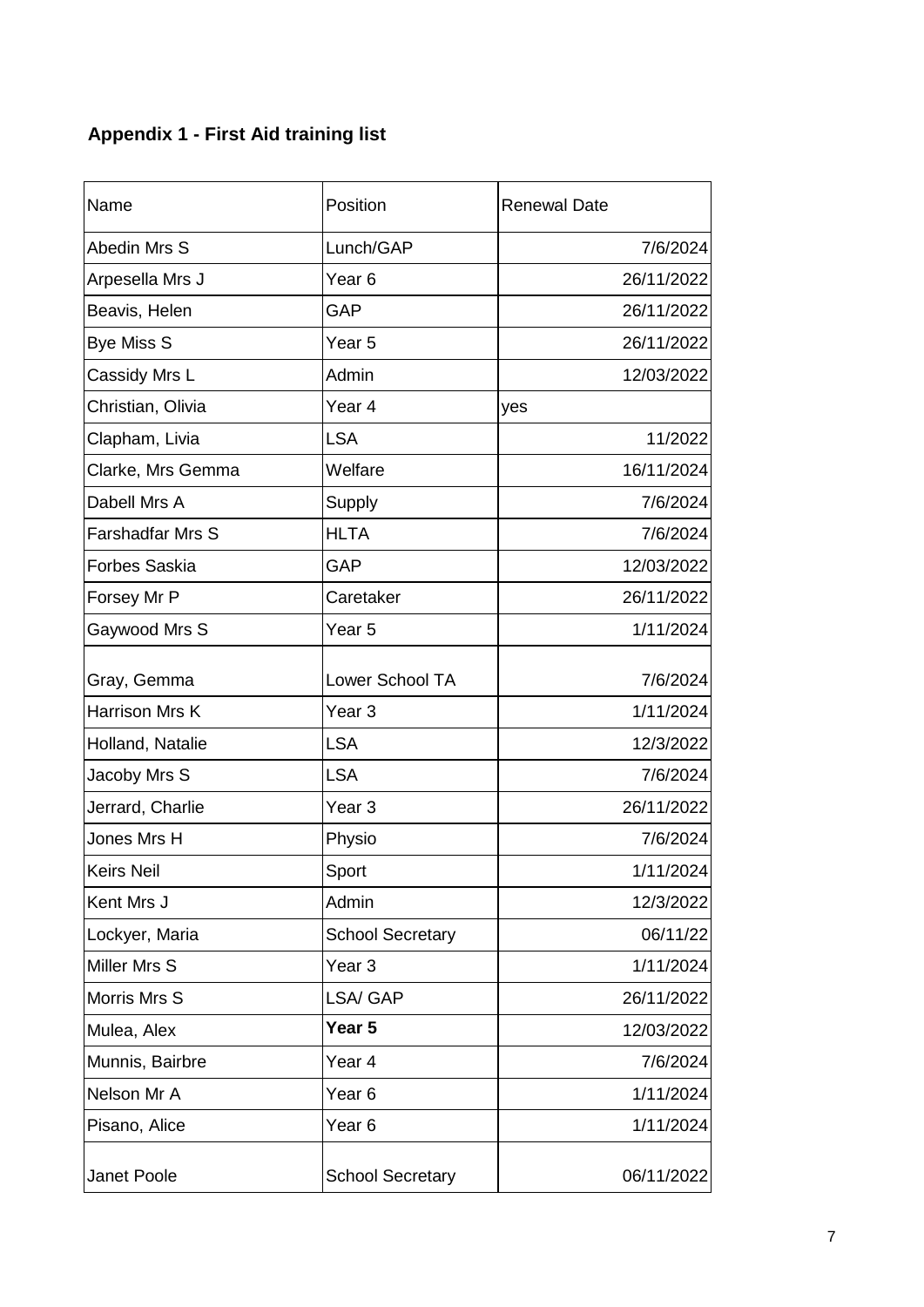## Appendix 1 - First Aid training list

| Name | Position | Renewal Date |
|---|---|---|
| Abedin Mrs S | Lunch/GAP | 7/6/2024 |
| Arpesella Mrs J | Year 6 | 26/11/2022 |
| Beavis, Helen | GAP | 26/11/2022 |
| Bye Miss S | Year 5 | 26/11/2022 |
| Cassidy Mrs L | Admin | 12/03/2022 |
| Christian, Olivia | Year 4 | yes |
| Clapham, Livia | LSA | 11/2022 |
| Clarke, Mrs Gemma | Welfare | 16/11/2024 |
| Dabell Mrs A | Supply | 7/6/2024 |
| Farshadfar Mrs S | HLTA | 7/6/2024 |
| Forbes Saskia | GAP | 12/03/2022 |
| Forsey Mr P | Caretaker | 26/11/2022 |
| Gaywood Mrs S | Year 5 | 1/11/2024 |
| Gray, Gemma | Lower School TA | 7/6/2024 |
| Harrison Mrs K | Year 3 | 1/11/2024 |
| Holland, Natalie | LSA | 12/3/2022 |
| Jacoby Mrs S | LSA | 7/6/2024 |
| Jerrard, Charlie | Year 3 | 26/11/2022 |
| Jones Mrs H | Physio | 7/6/2024 |
| Keirs Neil | Sport | 1/11/2024 |
| Kent Mrs J | Admin | 12/3/2022 |
| Lockyer, Maria | School Secretary | 06/11/22 |
| Miller Mrs S | Year 3 | 1/11/2024 |
| Morris Mrs S | LSA/ GAP | 26/11/2022 |
| Mulea, Alex | **Year 5** | 12/03/2022 |
| Munnis, Bairbre | Year 4 | 7/6/2024 |
| Nelson Mr A | Year 6 | 1/11/2024 |
| Pisano, Alice | Year 6 | 1/11/2024 |
| Janet Poole | School Secretary | 06/11/2022 |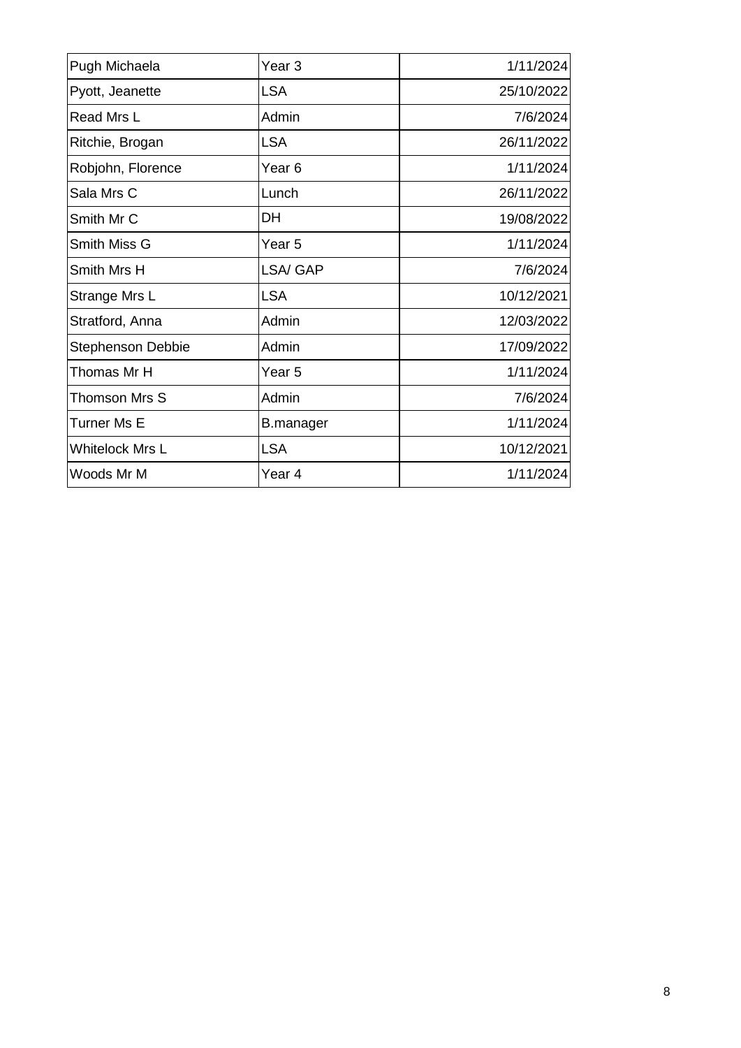| | | |
|---|---|---|
| Pugh Michaela | Year 3 | 1/11/2024 |
| Pyott, Jeanette | LSA | 25/10/2022 |
| Read Mrs L | Admin | 7/6/2024 |
| Ritchie, Brogan | LSA | 26/11/2022 |
| Robjohn, Florence | Year 6 | 1/11/2024 |
| Sala Mrs C | Lunch | 26/11/2022 |
| Smith Mr C | DH | 19/08/2022 |
| Smith Miss G | Year 5 | 1/11/2024 |
| Smith Mrs H | LSA/ GAP | 7/6/2024 |
| Strange Mrs L | LSA | 10/12/2021 |
| Stratford, Anna | Admin | 12/03/2022 |
| Stephenson Debbie | Admin | 17/09/2022 |
| Thomas Mr H | Year 5 | 1/11/2024 |
| Thomson Mrs S | Admin | 7/6/2024 |
| Turner Ms E | B.manager | 1/11/2024 |
| Whitelock Mrs L | LSA | 10/12/2021 |
| Woods Mr M | Year 4 | 1/11/2024 |